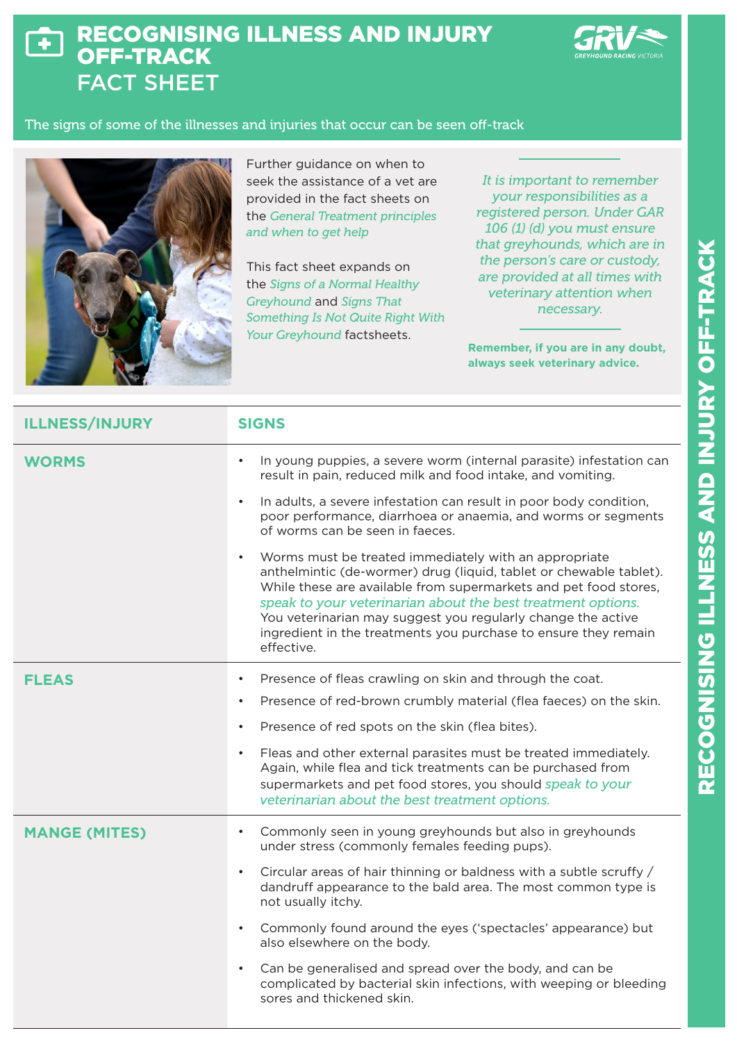# RECOGNISING ILLNESS AND INJURY OFF-TRACK FACT SHEET

The signs of some of the illnesses and injuries that occur can be seen off-track

Further guidance on when to seek the assistance of a vet are provided in the fact sheets on the *General Treatment principles and when to get help*

This fact sheet expands on the *Signs of a Normal Healthy Greyhound* and *Signs That Something Is Not Quite Right With Your Greyhound* factsheets.

*It is important to remember your responsibilities as a registered person. Under GAR 106 (1) (d) you must ensure that greyhounds, which are in the person's care or custody, are provided at all times with veterinary attention when necessary.*

**Remember, if you are in any doubt, always seek veterinary advice.**

| ILLNESS/INJURY | SIGNS |
|---|---|
| **WORMS** | • In young puppies, a severe worm (internal parasite) infestation can result in pain, reduced milk and food intake, and vomiting.<br>• In adults, a severe infestation can result in poor body condition, poor performance, diarrhoea or anaemia, and worms or segments of worms can be seen in faeces.<br>• Worms must be treated immediately with an appropriate anthelmintic (de-wormer) drug (liquid, tablet or chewable tablet). While these are available from supermarkets and pet food stores, *speak to your veterinarian about the best treatment options.* You veterinarian may suggest you regularly change the active ingredient in the treatments you purchase to ensure they remain effective. |
| **FLEAS** | • Presence of fleas crawling on skin and through the coat.<br>• Presence of red-brown crumbly material (flea faeces) on the skin.<br>• Presence of red spots on the skin (flea bites).<br>• Fleas and other external parasites must be treated immediately. Again, while flea and tick treatments can be purchased from supermarkets and pet food stores, you should *speak to your veterinarian about the best treatment options.* |
| **MANGE (MITES)** | • Commonly seen in young greyhounds but also in greyhounds under stress (commonly females feeding pups).<br>• Circular areas of hair thinning or baldness with a subtle scruffy / dandruff appearance to the bald area. The most common type is not usually itchy.<br>• Commonly found around the eyes ('spectacles' appearance) but also elsewhere on the body.<br>• Can be generalised and spread over the body, and can be complicated by bacterial skin infections, with weeping or bleeding sores and thickened skin. |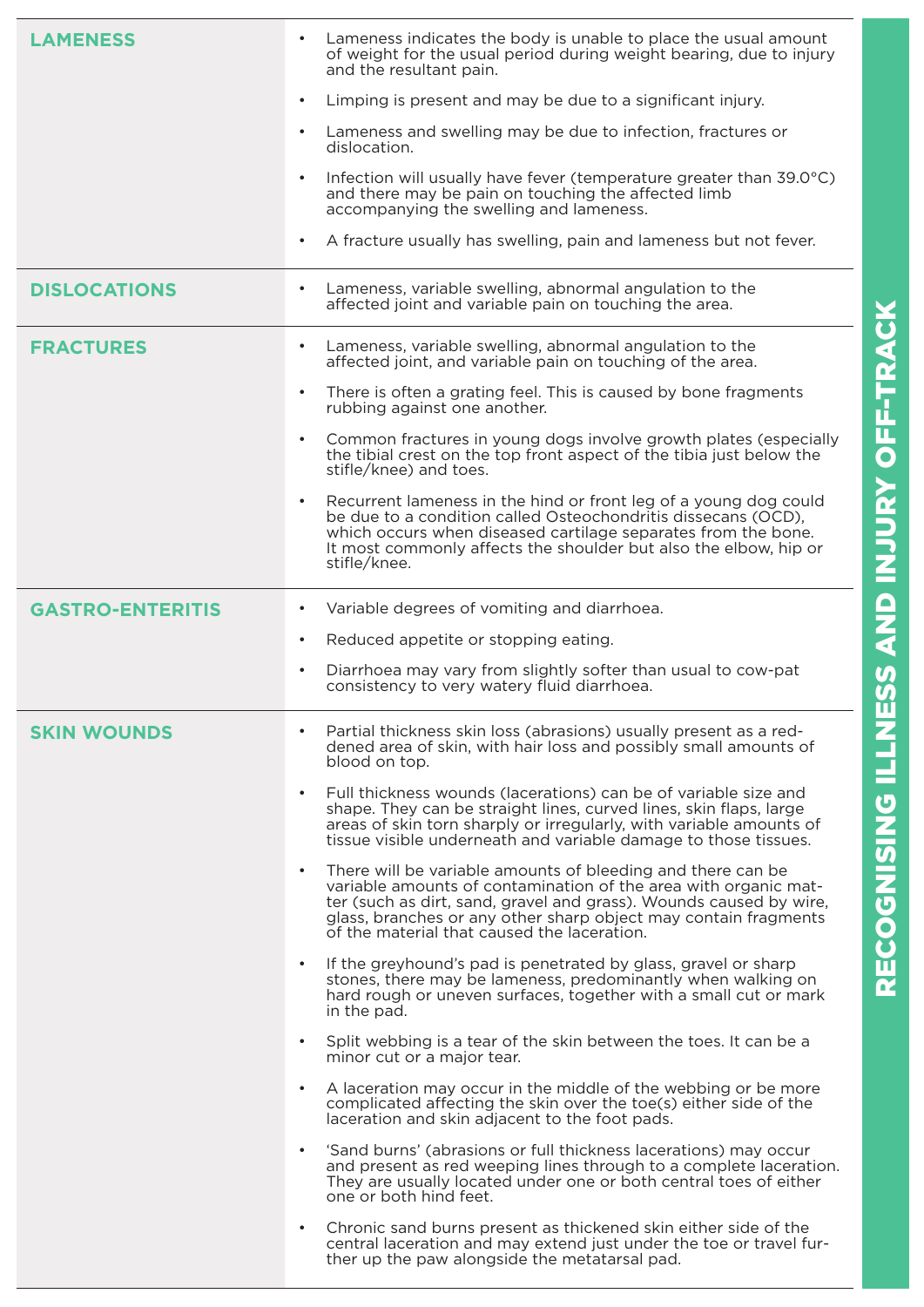## RECOGNISING ILLNESS AND INJURY OFF-TRACK

| | |
|---|---|
| **LAMENESS** | • Lameness indicates the body is unable to place the usual amount of weight for the usual period during weight bearing, due to injury and the resultant pain.<br>• Limping is present and may be due to a significant injury.<br>• Lameness and swelling may be due to infection, fractures or dislocation.<br>• Infection will usually have fever (temperature greater than 39.0°C) and there may be pain on touching the affected limb accompanying the swelling and lameness.<br>• A fracture usually has swelling, pain and lameness but not fever. |
| **DISLOCATIONS** | • Lameness, variable swelling, abnormal angulation to the affected joint and variable pain on touching the area. |
| **FRACTURES** | • Lameness, variable swelling, abnormal angulation to the affected joint, and variable pain on touching of the area.<br>• There is often a grating feel. This is caused by bone fragments rubbing against one another.<br>• Common fractures in young dogs involve growth plates (especially the tibial crest on the top front aspect of the tibia just below the stifle/knee) and toes.<br>• Recurrent lameness in the hind or front leg of a young dog could be due to a condition called Osteochondritis dissecans (OCD), which occurs when diseased cartilage separates from the bone. It most commonly affects the shoulder but also the elbow, hip or stifle/knee. |
| **GASTRO-ENTERITIS** | • Variable degrees of vomiting and diarrhoea.<br>• Reduced appetite or stopping eating.<br>• Diarrhoea may vary from slightly softer than usual to cow-pat consistency to very watery fluid diarrhoea. |
| **SKIN WOUNDS** | • Partial thickness skin loss (abrasions) usually present as a reddened area of skin, with hair loss and possibly small amounts of blood on top.<br>• Full thickness wounds (lacerations) can be of variable size and shape. They can be straight lines, curved lines, skin flaps, large areas of skin torn sharply or irregularly, with variable amounts of tissue visible underneath and variable damage to those tissues.<br>• There will be variable amounts of bleeding and there can be variable amounts of contamination of the area with organic matter (such as dirt, sand, gravel and grass). Wounds caused by wire, glass, branches or any other sharp object may contain fragments of the material that caused the laceration.<br>• If the greyhound's pad is penetrated by glass, gravel or sharp stones, there may be lameness, predominantly when walking on hard rough or uneven surfaces, together with a small cut or mark in the pad.<br>• Split webbing is a tear of the skin between the toes. It can be a minor cut or a major tear.<br>• A laceration may occur in the middle of the webbing or be more complicated affecting the skin over the toe(s) either side of the laceration and skin adjacent to the foot pads.<br>• 'Sand burns' (abrasions or full thickness lacerations) may occur and present as red weeping lines through to a complete laceration. They are usually located under one or both central toes of either one or both hind feet.<br>• Chronic sand burns present as thickened skin either side of the central laceration and may extend just under the toe or travel further up the paw alongside the metatarsal pad. |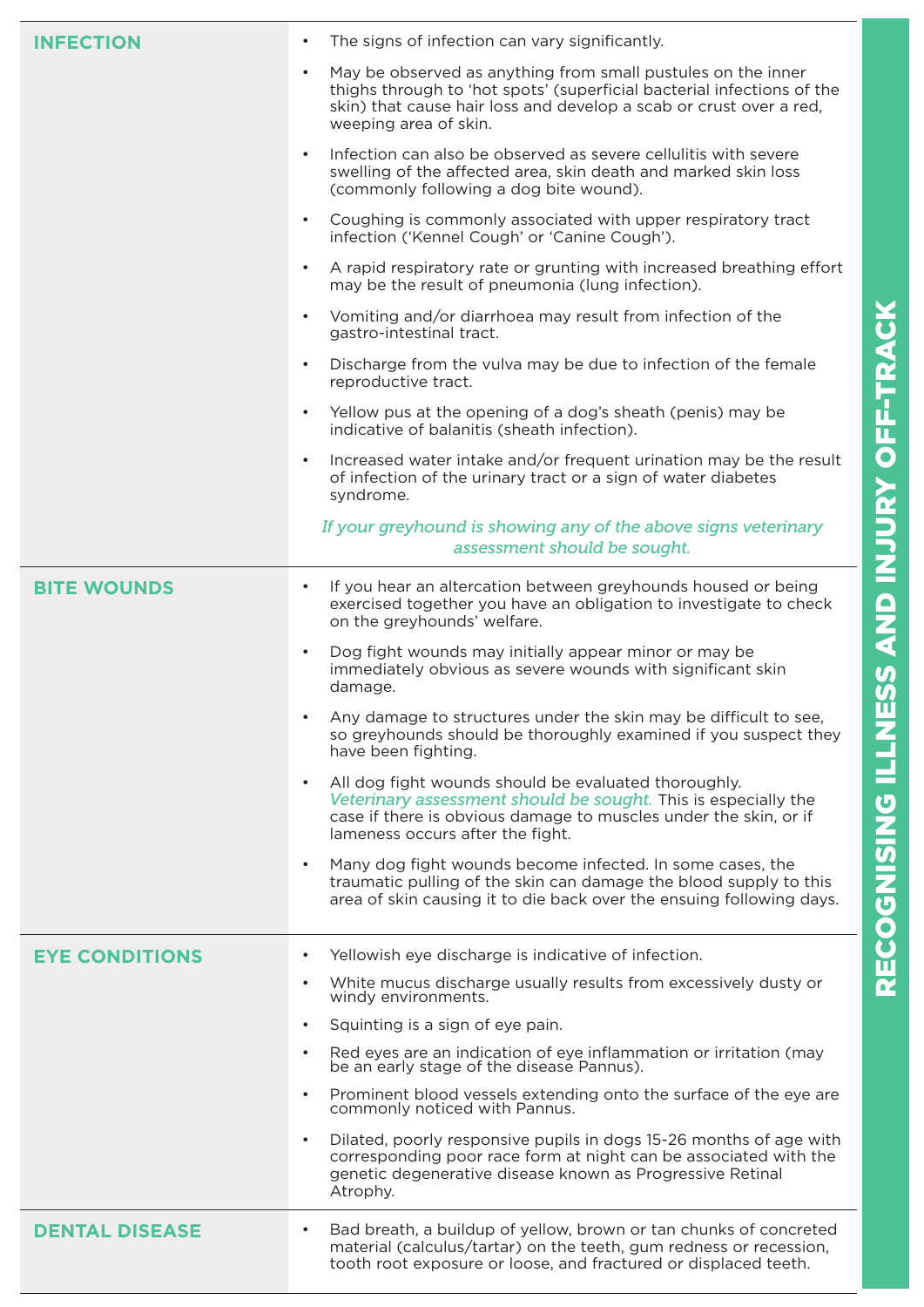## INFECTION

- The signs of infection can vary significantly.
- May be observed as anything from small pustules on the inner thighs through to 'hot spots' (superficial bacterial infections of the skin) that cause hair loss and develop a scab or crust over a red, weeping area of skin.
- Infection can also be observed as severe cellulitis with severe swelling of the affected area, skin death and marked skin loss (commonly following a dog bite wound).
- Coughing is commonly associated with upper respiratory tract infection ('Kennel Cough' or 'Canine Cough').
- A rapid respiratory rate or grunting with increased breathing effort may be the result of pneumonia (lung infection).
- Vomiting and/or diarrhoea may result from infection of the gastro-intestinal tract.
- Discharge from the vulva may be due to infection of the female reproductive tract.
- Yellow pus at the opening of a dog's sheath (penis) may be indicative of balanitis (sheath infection).
- Increased water intake and/or frequent urination may be the result of infection of the urinary tract or a sign of water diabetes syndrome.

*If your greyhound is showing any of the above signs veterinary assessment should be sought.*

## BITE WOUNDS

- If you hear an altercation between greyhounds housed or being exercised together you have an obligation to investigate to check on the greyhounds' welfare.
- Dog fight wounds may initially appear minor or may be immediately obvious as severe wounds with significant skin damage.
- Any damage to structures under the skin may be difficult to see, so greyhounds should be thoroughly examined if you suspect they have been fighting.
- All dog fight wounds should be evaluated thoroughly. *Veterinary assessment should be sought.* This is especially the case if there is obvious damage to muscles under the skin, or if lameness occurs after the fight.
- Many dog fight wounds become infected. In some cases, the traumatic pulling of the skin can damage the blood supply to this area of skin causing it to die back over the ensuing following days.

## EYE CONDITIONS

- Yellowish eye discharge is indicative of infection.
- White mucus discharge usually results from excessively dusty or windy environments.
- Squinting is a sign of eye pain.
- Red eyes are an indication of eye inflammation or irritation (may be an early stage of the disease Pannus).
- Prominent blood vessels extending onto the surface of the eye are commonly noticed with Pannus.
- Dilated, poorly responsive pupils in dogs 15-26 months of age with corresponding poor race form at night can be associated with the genetic degenerative disease known as Progressive Retinal Atrophy.

## DENTAL DISEASE

- Bad breath, a buildup of yellow, brown or tan chunks of concreted material (calculus/tartar) on the teeth, gum redness or recession, tooth root exposure or loose, and fractured or displaced teeth.